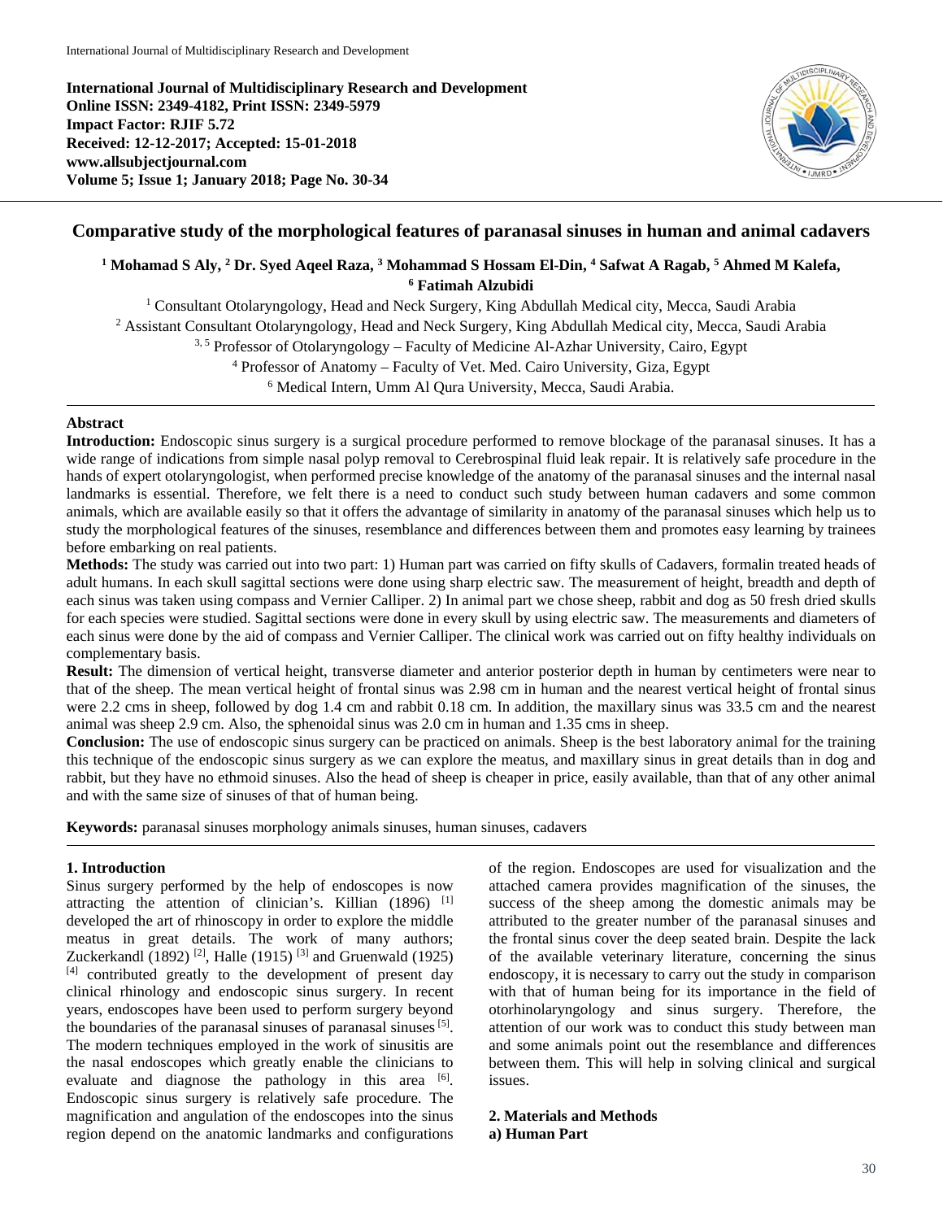International Journal of Multidisciplinary Research and Development
Online ISSN: 2349-4182, Print ISSN: 2349-5979
Impact Factor: RJIF 5.72
Received: 12-12-2017; Accepted: 15-01-2018
www.allsubjectjournal.com
Volume 5; Issue 1; January 2018; Page No. 30-34

# Comparative study of the morphological features of paranasal sinuses in human and animal cadavers

**[1] Mohamad S Aly, [2] Dr. Syed Aqeel Raza, [3] Mohammad S Hossam El-Din, [4] Safwat A Ragab, [5] Ahmed M Kalefa, [6] Fatimah Alzubidi**

[1] Consultant Otolaryngology, Head and Neck Surgery, King Abdullah Medical city, Mecca, Saudi Arabia
[2] Assistant Consultant Otolaryngology, Head and Neck Surgery, King Abdullah Medical city, Mecca, Saudi Arabia
[3, 5] Professor of Otolaryngology – Faculty of Medicine Al-Azhar University, Cairo, Egypt
[4] Professor of Anatomy – Faculty of Vet. Med. Cairo University, Giza, Egypt
[6] Medical Intern, Umm Al Qura University, Mecca, Saudi Arabia.

## Abstract

**Introduction:** Endoscopic sinus surgery is a surgical procedure performed to remove blockage of the paranasal sinuses. It has a wide range of indications from simple nasal polyp removal to Cerebrospinal fluid leak repair. It is relatively safe procedure in the hands of expert otolaryngologist, when performed precise knowledge of the anatomy of the paranasal sinuses and the internal nasal landmarks is essential. Therefore, we felt there is a need to conduct such study between human cadavers and some common animals, which are available easily so that it offers the advantage of similarity in anatomy of the paranasal sinuses which help us to study the morphological features of the sinuses, resemblance and differences between them and promotes easy learning by trainees before embarking on real patients.

**Methods:** The study was carried out into two part: 1) Human part was carried on fifty skulls of Cadavers, formalin treated heads of adult humans. In each skull sagittal sections were done using sharp electric saw. The measurement of height, breadth and depth of each sinus was taken using compass and Vernier Calliper. 2) In animal part we chose sheep, rabbit and dog as 50 fresh dried skulls for each species were studied. Sagittal sections were done in every skull by using electric saw. The measurements and diameters of each sinus were done by the aid of compass and Vernier Calliper. The clinical work was carried out on fifty healthy individuals on complementary basis.

**Result:** The dimension of vertical height, transverse diameter and anterior posterior depth in human by centimeters were near to that of the sheep. The mean vertical height of frontal sinus was 2.98 cm in human and the nearest vertical height of frontal sinus were 2.2 cms in sheep, followed by dog 1.4 cm and rabbit 0.18 cm. In addition, the maxillary sinus was 33.5 cm and the nearest animal was sheep 2.9 cm. Also, the sphenoidal sinus was 2.0 cm in human and 1.35 cms in sheep.

**Conclusion:** The use of endoscopic sinus surgery can be practiced on animals. Sheep is the best laboratory animal for the training this technique of the endoscopic sinus surgery as we can explore the meatus, and maxillary sinus in great details than in dog and rabbit, but they have no ethmoid sinuses. Also the head of sheep is cheaper in price, easily available, than that of any other animal and with the same size of sinuses of that of human being.

**Keywords:** paranasal sinuses morphology animals sinuses, human sinuses, cadavers

## 1. Introduction

Sinus surgery performed by the help of endoscopes is now attracting the attention of clinician's. Killian (1896) [1] developed the art of rhinoscopy in order to explore the middle meatus in great details. The work of many authors; Zuckerkandl (1892) [2], Halle (1915) [3] and Gruenwald (1925) [4] contributed greatly to the development of present day clinical rhinology and endoscopic sinus surgery. In recent years, endoscopes have been used to perform surgery beyond the boundaries of the paranasal sinuses of paranasal sinuses [5]. The modern techniques employed in the work of sinusitis are the nasal endoscopes which greatly enable the clinicians to evaluate and diagnose the pathology in this area [6]. Endoscopic sinus surgery is relatively safe procedure. The magnification and angulation of the endoscopes into the sinus region depend on the anatomic landmarks and configurations of the region. Endoscopes are used for visualization and the attached camera provides magnification of the sinuses, the success of the sheep among the domestic animals may be attributed to the greater number of the paranasal sinuses and the frontal sinus cover the deep seated brain. Despite the lack of the available veterinary literature, concerning the sinus endoscopy, it is necessary to carry out the study in comparison with that of human being for its importance in the field of otorhinolaryngology and sinus surgery. Therefore, the attention of our work was to conduct this study between man and some animals point out the resemblance and differences between them. This will help in solving clinical and surgical issues.

## 2. Materials and Methods

### a) Human Part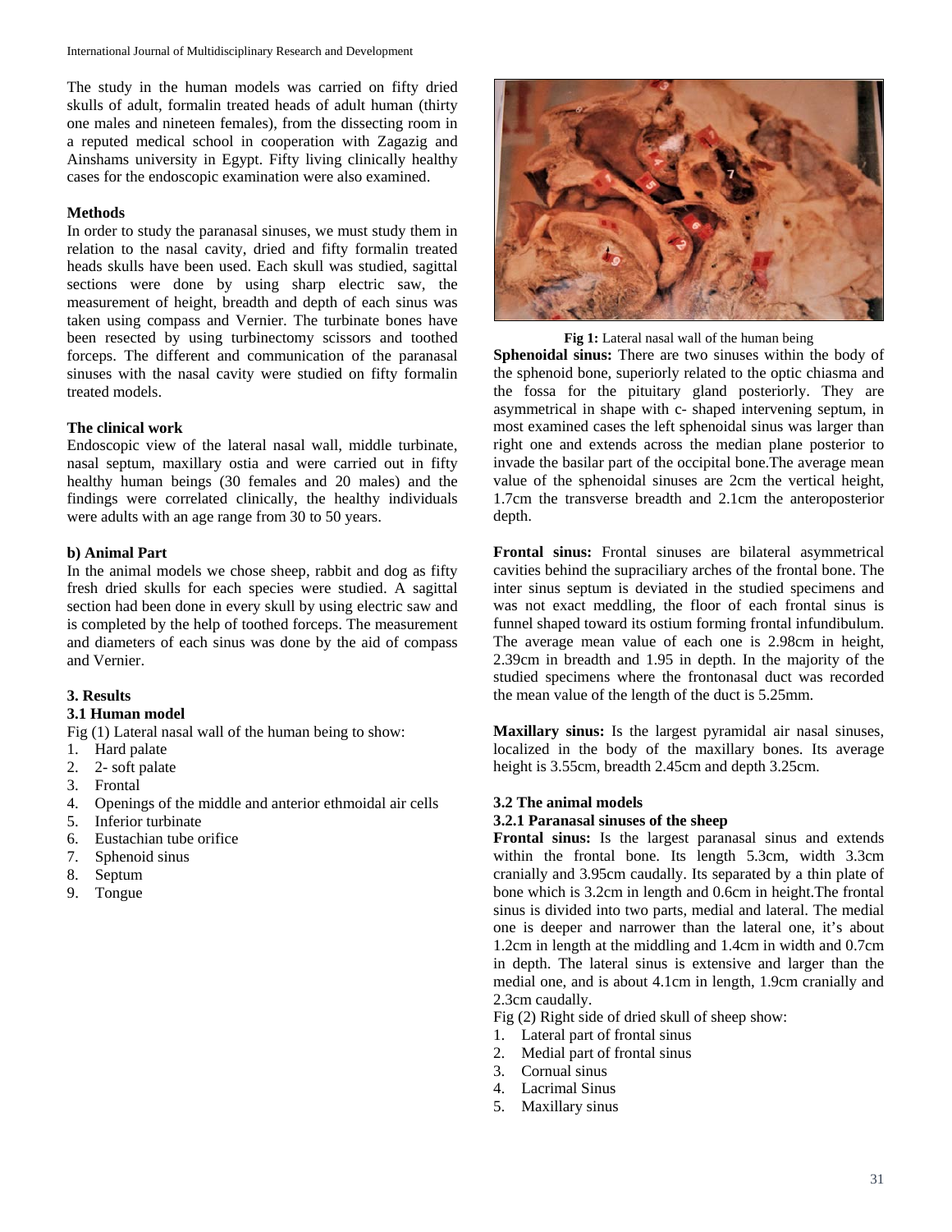The study in the human models was carried on fifty dried skulls of adult, formalin treated heads of adult human (thirty one males and nineteen females), from the dissecting room in a reputed medical school in cooperation with Zagazig and Ainshams university in Egypt. Fifty living clinically healthy cases for the endoscopic examination were also examined.

**Methods**

In order to study the paranasal sinuses, we must study them in relation to the nasal cavity, dried and fifty formalin treated heads skulls have been used. Each skull was studied, sagittal sections were done by using sharp electric saw, the measurement of height, breadth and depth of each sinus was taken using compass and Vernier. The turbinate bones have been resected by using turbinectomy scissors and toothed forceps. The different and communication of the paranasal sinuses with the nasal cavity were studied on fifty formalin treated models.

**The clinical work**

Endoscopic view of the lateral nasal wall, middle turbinate, nasal septum, maxillary ostia and were carried out in fifty healthy human beings (30 females and 20 males) and the findings were correlated clinically, the healthy individuals were adults with an age range from 30 to 50 years.

**b) Animal Part**

In the animal models we chose sheep, rabbit and dog as fifty fresh dried skulls for each species were studied. A sagittal section had been done in every skull by using electric saw and is completed by the help of toothed forceps. The measurement and diameters of each sinus was done by the aid of compass and Vernier.

### 3. Results

### 3.1 Human model

Fig (1) Lateral nasal wall of the human being to show:

1. Hard palate
2. 2- soft palate
3. Frontal
4. Openings of the middle and anterior ethmoidal air cells
5. Inferior turbinate
6. Eustachian tube orifice
7. Sphenoid sinus
8. Septum
9. Tongue

**Fig 1:** Lateral nasal wall of the human being

**Sphenoidal sinus:** There are two sinuses within the body of the sphenoid bone, superiorly related to the optic chiasma and the fossa for the pituitary gland posteriorly. They are asymmetrical in shape with c- shaped intervening septum, in most examined cases the left sphenoidal sinus was larger than right one and extends across the median plane posterior to invade the basilar part of the occipital bone.The average mean value of the sphenoidal sinuses are 2cm the vertical height, 1.7cm the transverse breadth and 2.1cm the anteroposterior depth.

**Frontal sinus:** Frontal sinuses are bilateral asymmetrical cavities behind the supraciliary arches of the frontal bone. The inter sinus septum is deviated in the studied specimens and was not exact meddling, the floor of each frontal sinus is funnel shaped toward its ostium forming frontal infundibulum. The average mean value of each one is 2.98cm in height, 2.39cm in breadth and 1.95 in depth. In the majority of the studied specimens where the frontonasal duct was recorded the mean value of the length of the duct is 5.25mm.

**Maxillary sinus:** Is the largest pyramidal air nasal sinuses, localized in the body of the maxillary bones. Its average height is 3.55cm, breadth 2.45cm and depth 3.25cm.

### 3.2 The animal models

#### 3.2.1 Paranasal sinuses of the sheep

**Frontal sinus:** Is the largest paranasal sinus and extends within the frontal bone. Its length 5.3cm, width 3.3cm cranially and 3.95cm caudally. Its separated by a thin plate of bone which is 3.2cm in length and 0.6cm in height.The frontal sinus is divided into two parts, medial and lateral. The medial one is deeper and narrower than the lateral one, it's about 1.2cm in length at the middling and 1.4cm in width and 0.7cm in depth. The lateral sinus is extensive and larger than the medial one, and is about 4.1cm in length, 1.9cm cranially and 2.3cm caudally.

Fig (2) Right side of dried skull of sheep show:

1. Lateral part of frontal sinus
2. Medial part of frontal sinus
3. Cornual sinus
4. Lacrimal Sinus
5. Maxillary sinus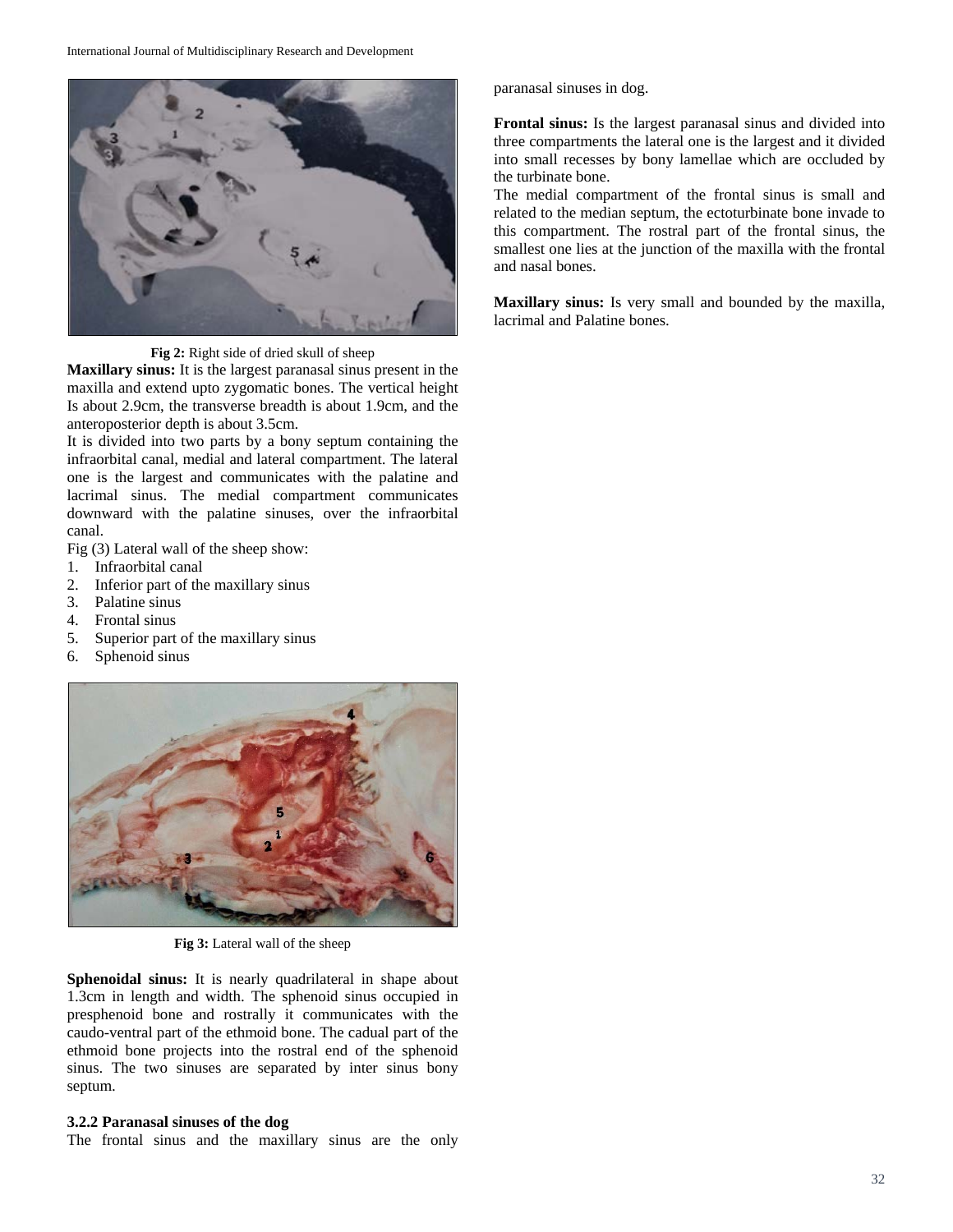Fig 2: Right side of dried skull of sheep

**Maxillary sinus:** It is the largest paranasal sinus present in the maxilla and extend upto zygomatic bones. The vertical height Is about 2.9cm, the transverse breadth is about 1.9cm, and the anteroposterior depth is about 3.5cm.

It is divided into two parts by a bony septum containing the infraorbital canal, medial and lateral compartment. The lateral one is the largest and communicates with the palatine and lacrimal sinus. The medial compartment communicates downward with the palatine sinuses, over the infraorbital canal.

Fig (3) Lateral wall of the sheep show:

1. Infraorbital canal
2. Inferior part of the maxillary sinus
3. Palatine sinus
4. Frontal sinus
5. Superior part of the maxillary sinus
6. Sphenoid sinus

Fig 3: Lateral wall of the sheep

**Sphenoidal sinus:** It is nearly quadrilateral in shape about 1.3cm in length and width. The sphenoid sinus occupied in presphenoid bone and rostrally it communicates with the caudo-ventral part of the ethmoid bone. The cadual part of the ethmoid bone projects into the rostral end of the sphenoid sinus. The two sinuses are separated by inter sinus bony septum.

### 3.2.2 Paranasal sinuses of the dog

The frontal sinus and the maxillary sinus are the only paranasal sinuses in dog.

**Frontal sinus:** Is the largest paranasal sinus and divided into three compartments the lateral one is the largest and it divided into small recesses by bony lamellae which are occluded by the turbinate bone.

The medial compartment of the frontal sinus is small and related to the median septum, the ectoturbinate bone invade to this compartment. The rostral part of the frontal sinus, the smallest one lies at the junction of the maxilla with the frontal and nasal bones.

**Maxillary sinus:** Is very small and bounded by the maxilla, lacrimal and Palatine bones.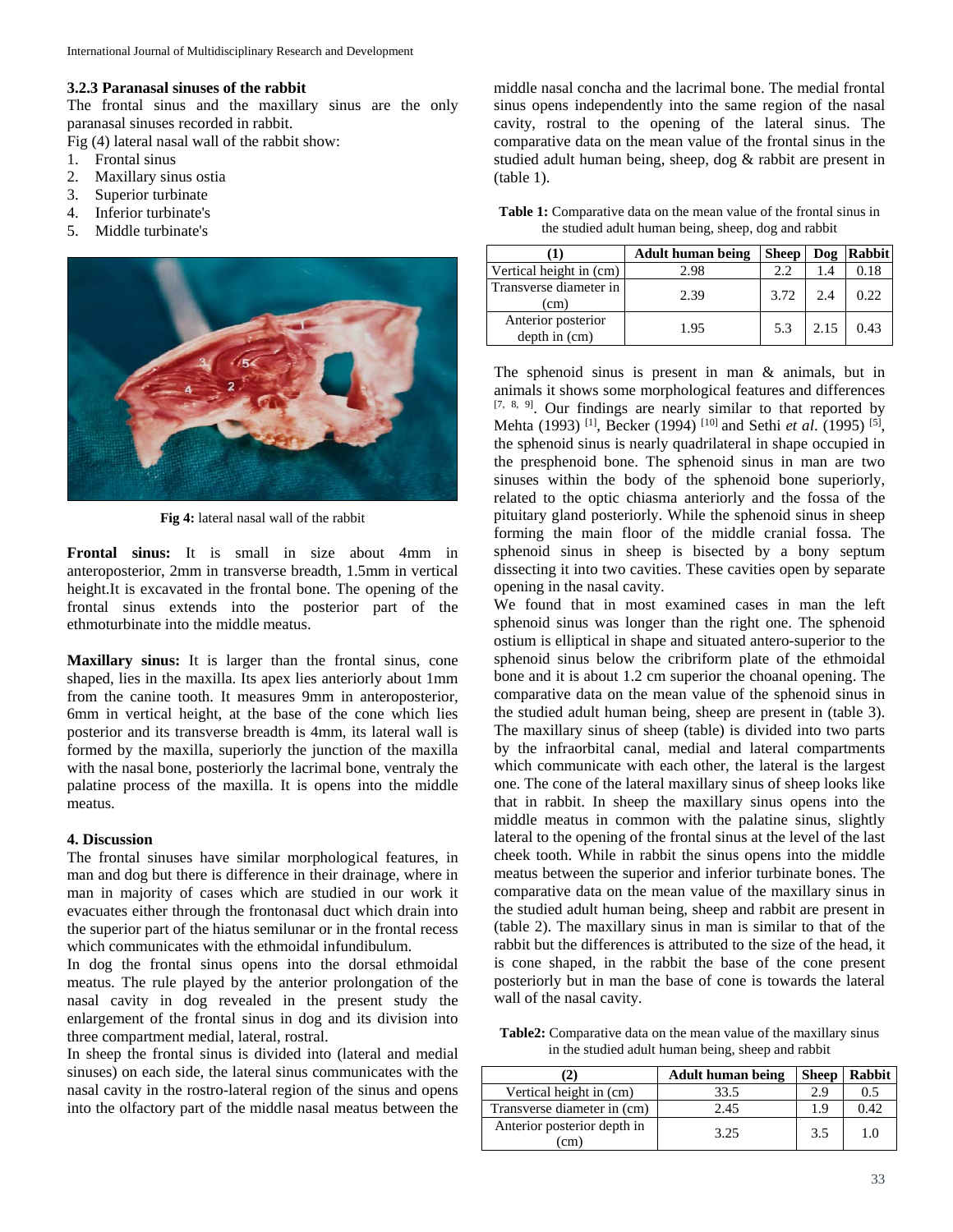### 3.2.3 Paranasal sinuses of the rabbit

The frontal sinus and the maxillary sinus are the only paranasal sinuses recorded in rabbit.

Fig (4) lateral nasal wall of the rabbit show:

1. Frontal sinus
2. Maxillary sinus ostia
3. Superior turbinate
4. Inferior turbinate's
5. Middle turbinate's

**Fig 4:** lateral nasal wall of the rabbit

**Frontal sinus:** It is small in size about 4mm in anteroposterior, 2mm in transverse breadth, 1.5mm in vertical height.It is excavated in the frontal bone. The opening of the frontal sinus extends into the posterior part of the ethmoturbinate into the middle meatus.

**Maxillary sinus:** It is larger than the frontal sinus, cone shaped, lies in the maxilla. Its apex lies anteriorly about 1mm from the canine tooth. It measures 9mm in anteroposterior, 6mm in vertical height, at the base of the cone which lies posterior and its transverse breadth is 4mm, its lateral wall is formed by the maxilla, superiorly the junction of the maxilla with the nasal bone, posteriorly the lacrimal bone, ventraly the palatine process of the maxilla. It is opens into the middle meatus.

## 4. Discussion

The frontal sinuses have similar morphological features, in man and dog but there is difference in their drainage, where in man in majority of cases which are studied in our work it evacuates either through the frontonasal duct which drain into the superior part of the hiatus semilunar or in the frontal recess which communicates with the ethmoidal infundibulum.

In dog the frontal sinus opens into the dorsal ethmoidal meatus. The rule played by the anterior prolongation of the nasal cavity in dog revealed in the present study the enlargement of the frontal sinus in dog and its division into three compartment medial, lateral, rostral.

In sheep the frontal sinus is divided into (lateral and medial sinuses) on each side, the lateral sinus communicates with the nasal cavity in the rostro-lateral region of the sinus and opens into the olfactory part of the middle nasal meatus between the middle nasal concha and the lacrimal bone. The medial frontal sinus opens independently into the same region of the nasal cavity, rostral to the opening of the lateral sinus. The comparative data on the mean value of the frontal sinus in the studied adult human being, sheep, dog & rabbit are present in (table 1).

**Table 1:** Comparative data on the mean value of the frontal sinus in the studied adult human being, sheep, dog and rabbit

| (1) | Adult human being | Sheep | Dog | Rabbit |
|---|---|---|---|---|
| Vertical height in (cm) | 2.98 | 2.2 | 1.4 | 0.18 |
| Transverse diameter in (cm) | 2.39 | 3.72 | 2.4 | 0.22 |
| Anterior posterior depth in (cm) | 1.95 | 5.3 | 2.15 | 0.43 |

The sphenoid sinus is present in man & animals, but in animals it shows some morphological features and differences [7, 8, 9]. Our findings are nearly similar to that reported by Mehta (1993) [1], Becker (1994) [10] and Sethi *et al*. (1995) [5], the sphenoid sinus is nearly quadrilateral in shape occupied in the presphenoid bone. The sphenoid sinus in man are two sinuses within the body of the sphenoid bone superiorly, related to the optic chiasma anteriorly and the fossa of the pituitary gland posteriorly. While the sphenoid sinus in sheep forming the main floor of the middle cranial fossa. The sphenoid sinus in sheep is bisected by a bony septum dissecting it into two cavities. These cavities open by separate opening in the nasal cavity.

We found that in most examined cases in man the left sphenoid sinus was longer than the right one. The sphenoid ostium is elliptical in shape and situated antero-superior to the sphenoid sinus below the cribriform plate of the ethmoidal bone and it is about 1.2 cm superior the choanal opening. The comparative data on the mean value of the sphenoid sinus in the studied adult human being, sheep are present in (table 3). The maxillary sinus of sheep (table) is divided into two parts by the infraorbital canal, medial and lateral compartments which communicate with each other, the lateral is the largest one. The cone of the lateral maxillary sinus of sheep looks like that in rabbit. In sheep the maxillary sinus opens into the middle meatus in common with the palatine sinus, slightly lateral to the opening of the frontal sinus at the level of the last cheek tooth. While in rabbit the sinus opens into the middle meatus between the superior and inferior turbinate bones. The comparative data on the mean value of the maxillary sinus in the studied adult human being, sheep and rabbit are present in (table 2). The maxillary sinus in man is similar to that of the rabbit but the differences is attributed to the size of the head, it is cone shaped, in the rabbit the base of the cone present posteriorly but in man the base of cone is towards the lateral wall of the nasal cavity.

**Table2:** Comparative data on the mean value of the maxillary sinus in the studied adult human being, sheep and rabbit

| (2) | Adult human being | Sheep | Rabbit |
|---|---|---|---|
| Vertical height in (cm) | 33.5 | 2.9 | 0.5 |
| Transverse diameter in (cm) | 2.45 | 1.9 | 0.42 |
| Anterior posterior depth in (cm) | 3.25 | 3.5 | 1.0 |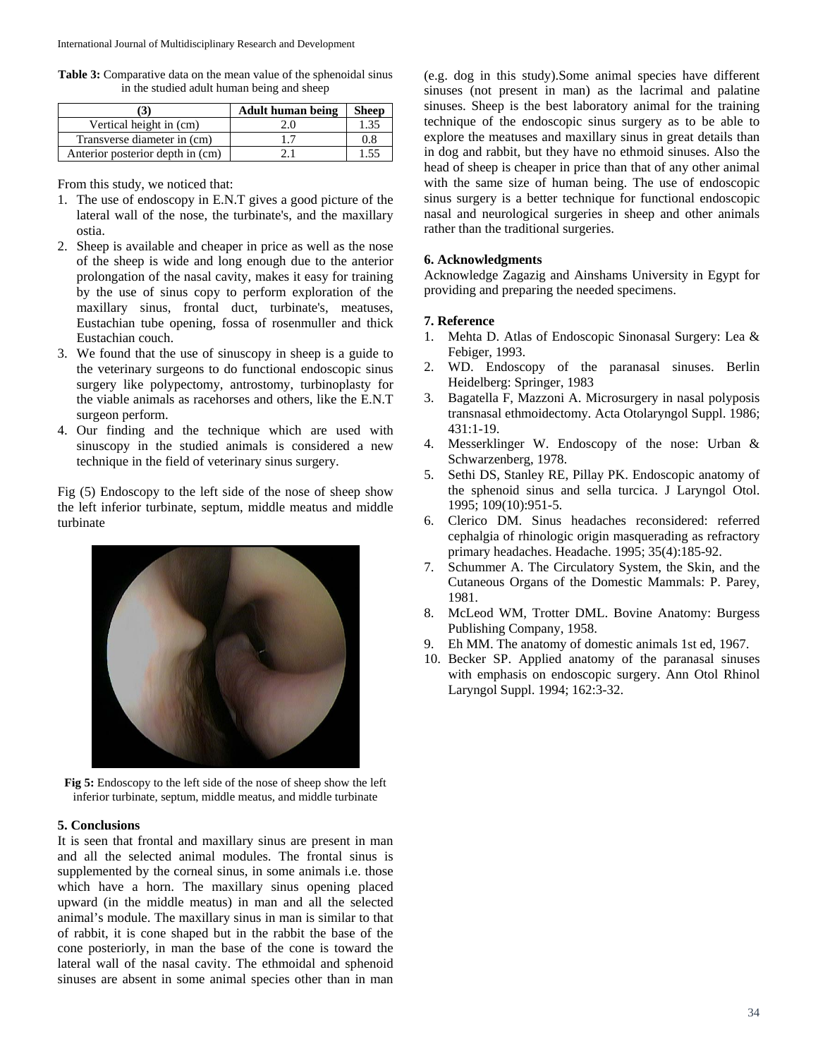**Table 3:** Comparative data on the mean value of the sphenoidal sinus in the studied adult human being and sheep

| (3) | Adult human being | Sheep |
|---|---|---|
| Vertical height in (cm) | 2.0 | 1.35 |
| Transverse diameter in (cm) | 1.7 | 0.8 |
| Anterior posterior depth in (cm) | 2.1 | 1.55 |

From this study, we noticed that:

1. The use of endoscopy in E.N.T gives a good picture of the lateral wall of the nose, the turbinate's, and the maxillary ostia.
2. Sheep is available and cheaper in price as well as the nose of the sheep is wide and long enough due to the anterior prolongation of the nasal cavity, makes it easy for training by the use of sinus copy to perform exploration of the maxillary sinus, frontal duct, turbinate's, meatuses, Eustachian tube opening, fossa of rosenmuller and thick Eustachian couch.
3. We found that the use of sinuscopy in sheep is a guide to the veterinary surgeons to do functional endoscopic sinus surgery like polypectomy, antrostomy, turbinoplasty for the viable animals as racehorses and others, like the E.N.T surgeon perform.
4. Our finding and the technique which are used with sinuscopy in the studied animals is considered a new technique in the field of veterinary sinus surgery.

Fig (5) Endoscopy to the left side of the nose of sheep show the left inferior turbinate, septum, middle meatus and middle turbinate

**Fig 5:** Endoscopy to the left side of the nose of sheep show the left inferior turbinate, septum, middle meatus, and middle turbinate

## 5. Conclusions

It is seen that frontal and maxillary sinus are present in man and all the selected animal modules. The frontal sinus is supplemented by the corneal sinus, in some animals i.e. those which have a horn. The maxillary sinus opening placed upward (in the middle meatus) in man and all the selected animal's module. The maxillary sinus in man is similar to that of rabbit, it is cone shaped but in the rabbit the base of the cone posteriorly, in man the base of the cone is toward the lateral wall of the nasal cavity. The ethmoidal and sphenoid sinuses are absent in some animal species other than in man (e.g. dog in this study).Some animal species have different sinuses (not present in man) as the lacrimal and palatine sinuses. Sheep is the best laboratory animal for the training technique of the endoscopic sinus surgery as to be able to explore the meatuses and maxillary sinus in great details than in dog and rabbit, but they have no ethmoid sinuses. Also the head of sheep is cheaper in price than that of any other animal with the same size of human being. The use of endoscopic sinus surgery is a better technique for functional endoscopic nasal and neurological surgeries in sheep and other animals rather than the traditional surgeries.

## 6. Acknowledgments

Acknowledge Zagazig and Ainshams University in Egypt for providing and preparing the needed specimens.

## 7. Reference

1. Mehta D. Atlas of Endoscopic Sinonasal Surgery: Lea & Febiger, 1993.
2. WD. Endoscopy of the paranasal sinuses. Berlin Heidelberg: Springer, 1983
3. Bagatella F, Mazzoni A. Microsurgery in nasal polyposis transnasal ethmoidectomy. Acta Otolaryngol Suppl. 1986; 431:1-19.
4. Messerklinger W. Endoscopy of the nose: Urban & Schwarzenberg, 1978.
5. Sethi DS, Stanley RE, Pillay PK. Endoscopic anatomy of the sphenoid sinus and sella turcica. J Laryngol Otol. 1995; 109(10):951-5.
6. Clerico DM. Sinus headaches reconsidered: referred cephalgia of rhinologic origin masquerading as refractory primary headaches. Headache. 1995; 35(4):185-92.
7. Schummer A. The Circulatory System, the Skin, and the Cutaneous Organs of the Domestic Mammals: P. Parey, 1981.
8. McLeod WM, Trotter DML. Bovine Anatomy: Burgess Publishing Company, 1958.
9. Eh MM. The anatomy of domestic animals 1st ed, 1967.
10. Becker SP. Applied anatomy of the paranasal sinuses with emphasis on endoscopic surgery. Ann Otol Rhinol Laryngol Suppl. 1994; 162:3-32.